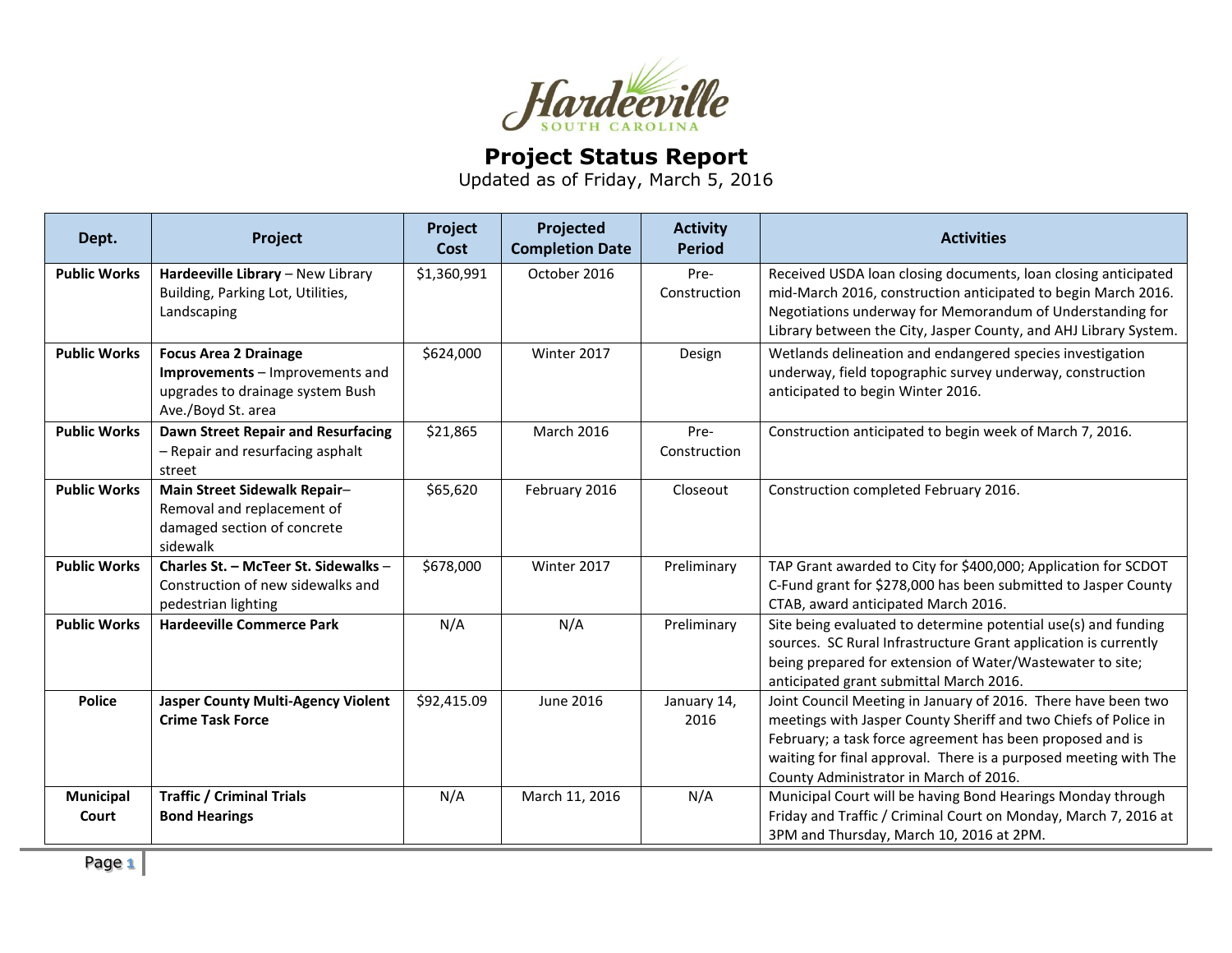# Hardeeville

SOUTH CAROLINA

## Project Status Report

Updated as of Friday, March 5, 2016

| Dept. | Project | Project Cost | Projected Completion Date | Activity Period | Activities |
|---|---|---|---|---|---|
| **Public Works** | **Hardeeville Library** – New Library Building, Parking Lot, Utilities, Landscaping | $1,360,991 | October 2016 | Pre-Construction | Received USDA loan closing documents, loan closing anticipated mid-March 2016, construction anticipated to begin March 2016. Negotiations underway for Memorandum of Understanding for Library between the City, Jasper County, and AHJ Library System. |
| **Public Works** | **Focus Area 2 Drainage Improvements** – Improvements and upgrades to drainage system Bush Ave./Boyd St. area | $624,000 | Winter 2017 | Design | Wetlands delineation and endangered species investigation underway, field topographic survey underway, construction anticipated to begin Winter 2016. |
| **Public Works** | **Dawn Street Repair and Resurfacing** – Repair and resurfacing asphalt street | $21,865 | March 2016 | Pre-Construction | Construction anticipated to begin week of March 7, 2016. |
| **Public Works** | **Main Street Sidewalk Repair**– Removal and replacement of damaged section of concrete sidewalk | $65,620 | February 2016 | Closeout | Construction completed February 2016. |
| **Public Works** | **Charles St. – McTeer St. Sidewalks** – Construction of new sidewalks and pedestrian lighting | $678,000 | Winter 2017 | Preliminary | TAP Grant awarded to City for $400,000; Application for SCDOT C-Fund grant for $278,000 has been submitted to Jasper County CTAB, award anticipated March 2016. |
| **Public Works** | **Hardeeville Commerce Park** | N/A | N/A | Preliminary | Site being evaluated to determine potential use(s) and funding sources. SC Rural Infrastructure Grant application is currently being prepared for extension of Water/Wastewater to site; anticipated grant submittal March 2016. |
| **Police** | **Jasper County Multi-Agency Violent Crime Task Force** | $92,415.09 | June 2016 | January 14, 2016 | Joint Council Meeting in January of 2016. There have been two meetings with Jasper County Sheriff and two Chiefs of Police in February; a task force agreement has been proposed and is waiting for final approval. There is a purposed meeting with The County Administrator in March of 2016. |
| **Municipal Court** | **Traffic / Criminal Trials Bond Hearings** | N/A | March 11, 2016 | N/A | Municipal Court will be having Bond Hearings Monday through Friday and Traffic / Criminal Court on Monday, March 7, 2016 at 3PM and Thursday, March 10, 2016 at 2PM. |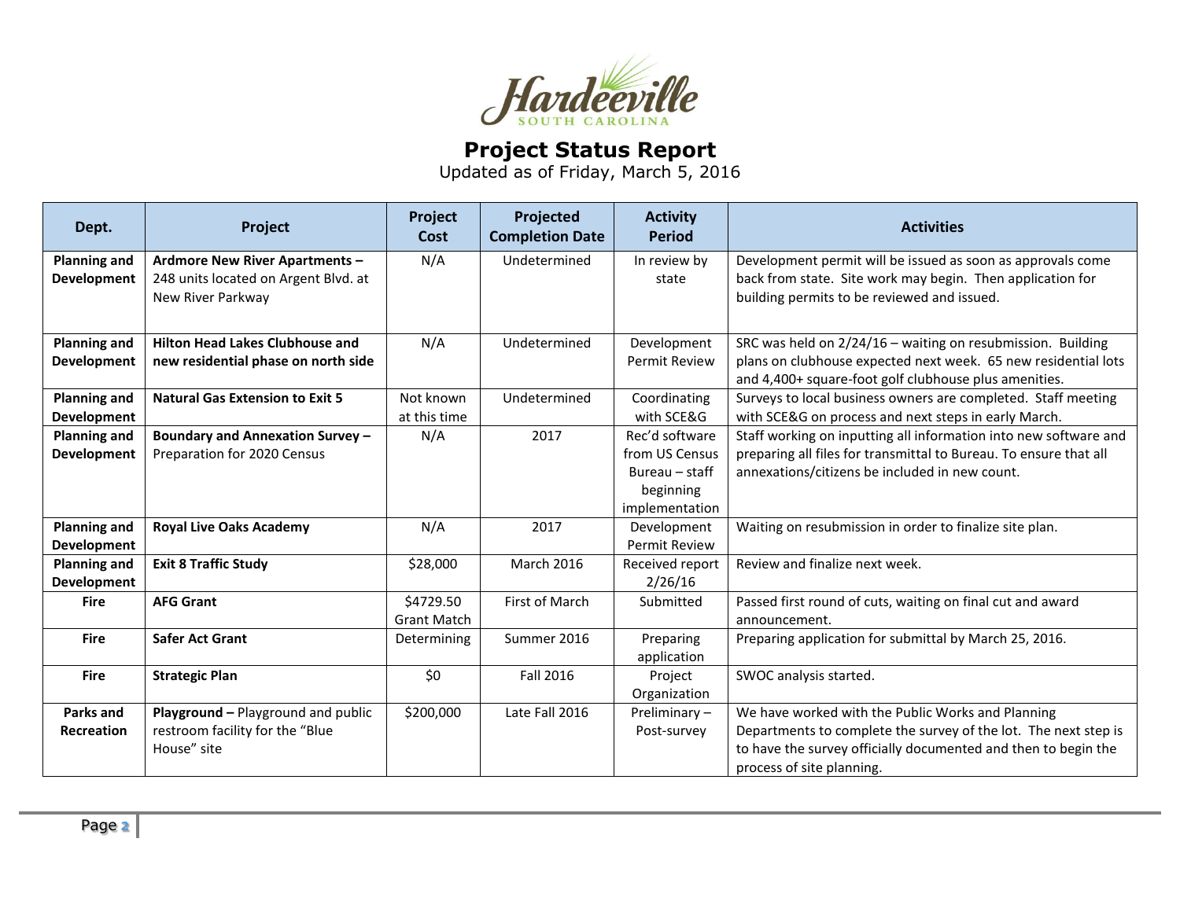Hardeeville
SOUTH CAROLINA

# Project Status Report

Updated as of Friday, March 5, 2016

| Dept. | Project | Project Cost | Projected Completion Date | Activity Period | Activities |
|---|---|---|---|---|---|
| **Planning and Development** | **Ardmore New River Apartments –** 248 units located on Argent Blvd. at New River Parkway | N/A | Undetermined | In review by state | Development permit will be issued as soon as approvals come back from state. Site work may begin. Then application for building permits to be reviewed and issued. |
| **Planning and Development** | **Hilton Head Lakes Clubhouse and new residential phase on north side** | N/A | Undetermined | Development Permit Review | SRC was held on 2/24/16 – waiting on resubmission. Building plans on clubhouse expected next week. 65 new residential lots and 4,400+ square-foot golf clubhouse plus amenities. |
| **Planning and Development** | **Natural Gas Extension to Exit 5** | Not known at this time | Undetermined | Coordinating with SCE&G | Surveys to local business owners are completed. Staff meeting with SCE&G on process and next steps in early March. |
| **Planning and Development** | **Boundary and Annexation Survey –** Preparation for 2020 Census | N/A | 2017 | Rec'd software from US Census Bureau – staff beginning implementation | Staff working on inputting all information into new software and preparing all files for transmittal to Bureau. To ensure that all annexations/citizens be included in new count. |
| **Planning and Development** | **Royal Live Oaks Academy** | N/A | 2017 | Development Permit Review | Waiting on resubmission in order to finalize site plan. |
| **Planning and Development** | **Exit 8 Traffic Study** | $28,000 | March 2016 | Received report 2/26/16 | Review and finalize next week. |
| **Fire** | **AFG Grant** | $4729.50 Grant Match | First of March | Submitted | Passed first round of cuts, waiting on final cut and award announcement. |
| **Fire** | **Safer Act Grant** | Determining | Summer 2016 | Preparing application | Preparing application for submittal by March 25, 2016. |
| **Fire** | **Strategic Plan** | $0 | Fall 2016 | Project Organization | SWOC analysis started. |
| **Parks and Recreation** | **Playground –** Playground and public restroom facility for the "Blue House" site | $200,000 | Late Fall 2016 | Preliminary – Post-survey | We have worked with the Public Works and Planning Departments to complete the survey of the lot. The next step is to have the survey officially documented and then to begin the process of site planning. |